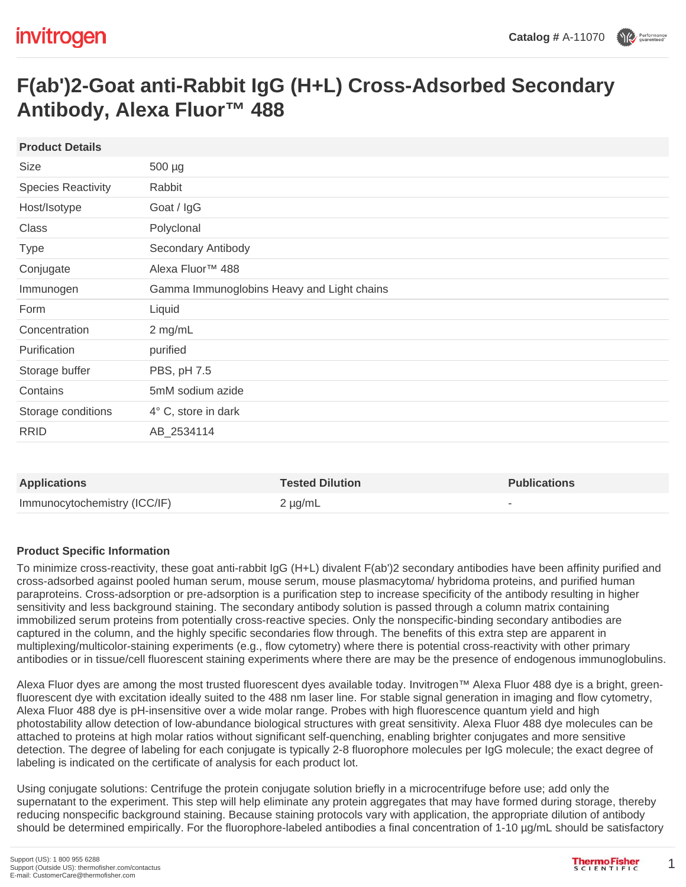Catalog # A-11070

# F(ab')2-Goat anti-Rabbit IgG (H+L) Cross-Adsorbed Secondary Antibody, Alexa Fluor™ 488

| Product Details | |
|---|---|
| Size | 500 µg |
| Species Reactivity | Rabbit |
| Host/Isotype | Goat / IgG |
| Class | Polyclonal |
| Type | Secondary Antibody |
| Conjugate | Alexa Fluor™ 488 |
| Immunogen | Gamma Immunoglobins Heavy and Light chains |
| Form | Liquid |
| Concentration | 2 mg/mL |
| Purification | purified |
| Storage buffer | PBS, pH 7.5 |
| Contains | 5mM sodium azide |
| Storage conditions | 4° C, store in dark |
| RRID | AB_2534114 |

| Applications | Tested Dilution | Publications |
|---|---|---|
| Immunocytochemistry (ICC/IF) | 2 µg/mL | - |

### Product Specific Information

To minimize cross-reactivity, these goat anti-rabbit IgG (H+L) divalent F(ab')2 secondary antibodies have been affinity purified and cross-adsorbed against pooled human serum, mouse serum, mouse plasmacytoma/ hybridoma proteins, and purified human paraproteins. Cross-adsorption or pre-adsorption is a purification step to increase specificity of the antibody resulting in higher sensitivity and less background staining. The secondary antibody solution is passed through a column matrix containing immobilized serum proteins from potentially cross-reactive species. Only the nonspecific-binding secondary antibodies are captured in the column, and the highly specific secondaries flow through. The benefits of this extra step are apparent in multiplexing/multicolor-staining experiments (e.g., flow cytometry) where there is potential cross-reactivity with other primary antibodies or in tissue/cell fluorescent staining experiments where there are may be the presence of endogenous immunoglobulins.

Alexa Fluor dyes are among the most trusted fluorescent dyes available today. Invitrogen™ Alexa Fluor 488 dye is a bright, green-fluorescent dye with excitation ideally suited to the 488 nm laser line. For stable signal generation in imaging and flow cytometry, Alexa Fluor 488 dye is pH-insensitive over a wide molar range. Probes with high fluorescence quantum yield and high photostability allow detection of low-abundance biological structures with great sensitivity. Alexa Fluor 488 dye molecules can be attached to proteins at high molar ratios without significant self-quenching, enabling brighter conjugates and more sensitive detection. The degree of labeling for each conjugate is typically 2-8 fluorophore molecules per IgG molecule; the exact degree of labeling is indicated on the certificate of analysis for each product lot.

Using conjugate solutions: Centrifuge the protein conjugate solution briefly in a microcentrifuge before use; add only the supernatant to the experiment. This step will help eliminate any protein aggregates that may have formed during storage, thereby reducing nonspecific background staining. Because staining protocols vary with application, the appropriate dilution of antibody should be determined empirically. For the fluorophore-labeled antibodies a final concentration of 1-10 µg/mL should be satisfactory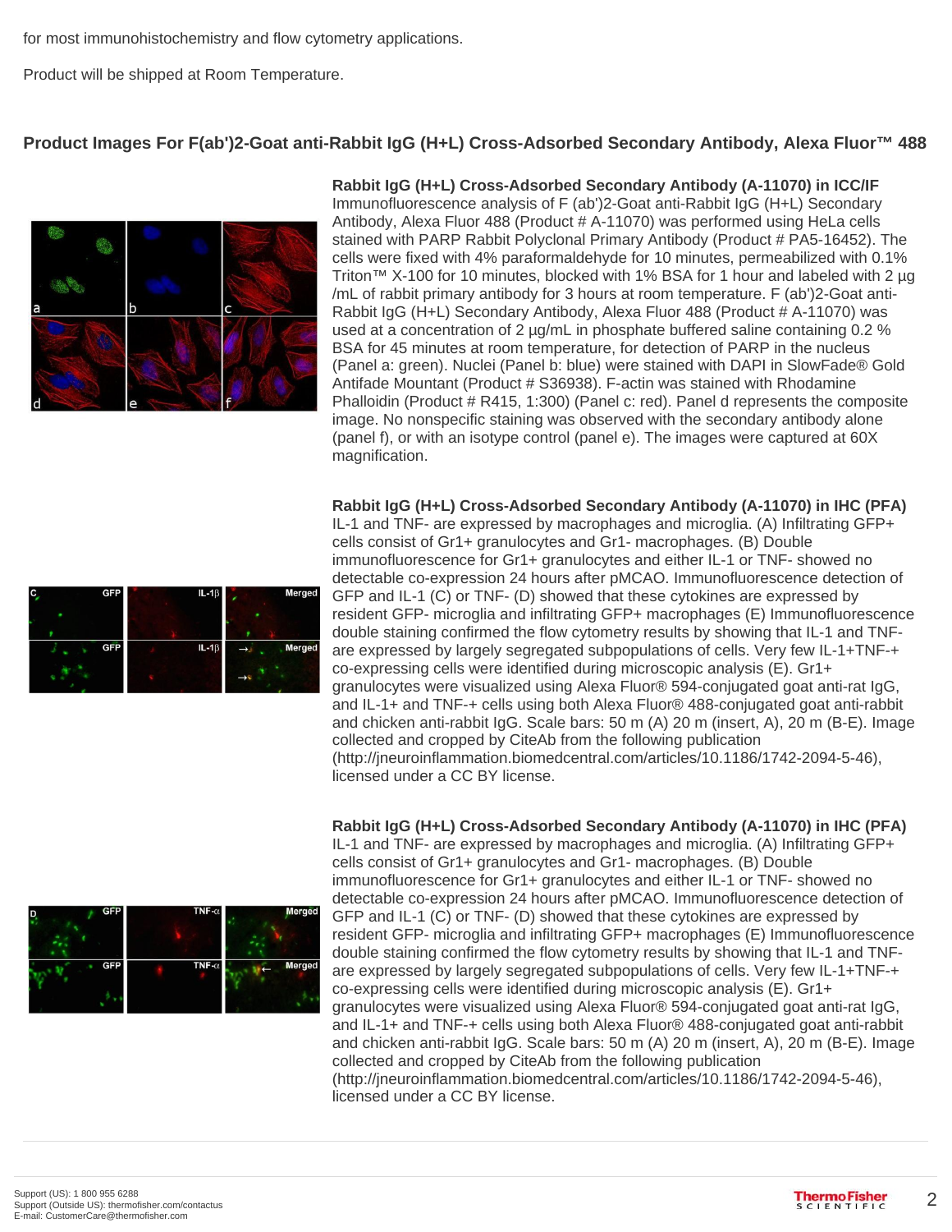for most immunohistochemistry and flow cytometry applications.

Product will be shipped at Room Temperature.

## Product Images For F(ab')2-Goat anti-Rabbit IgG (H+L) Cross-Adsorbed Secondary Antibody, Alexa Fluor™ 488

**Rabbit IgG (H+L) Cross-Adsorbed Secondary Antibody (A-11070) in ICC/IF**
Immunofluorescence analysis of F (ab')2-Goat anti-Rabbit IgG (H+L) Secondary Antibody, Alexa Fluor 488 (Product # A-11070) was performed using HeLa cells stained with PARP Rabbit Polyclonal Primary Antibody (Product # PA5-16452). The cells were fixed with 4% paraformaldehyde for 10 minutes, permeabilized with 0.1% Triton™ X-100 for 10 minutes, blocked with 1% BSA for 1 hour and labeled with 2 µg /mL of rabbit primary antibody for 3 hours at room temperature. F (ab')2-Goat anti-Rabbit IgG (H+L) Secondary Antibody, Alexa Fluor 488 (Product # A-11070) was used at a concentration of 2 µg/mL in phosphate buffered saline containing 0.2 % BSA for 45 minutes at room temperature, for detection of PARP in the nucleus (Panel a: green). Nuclei (Panel b: blue) were stained with DAPI in SlowFade® Gold Antifade Mountant (Product # S36938). F-actin was stained with Rhodamine Phalloidin (Product # R415, 1:300) (Panel c: red). Panel d represents the composite image. No nonspecific staining was observed with the secondary antibody alone (panel f), or with an isotype control (panel e). The images were captured at 60X magnification.

**Rabbit IgG (H+L) Cross-Adsorbed Secondary Antibody (A-11070) in IHC (PFA)**
IL-1 and TNF- are expressed by macrophages and microglia. (A) Infiltrating GFP+ cells consist of Gr1+ granulocytes and Gr1- macrophages. (B) Double immunofluorescence for Gr1+ granulocytes and either IL-1 or TNF- showed no detectable co-expression 24 hours after pMCAO. Immunofluorescence detection of GFP and IL-1 (C) or TNF- (D) showed that these cytokines are expressed by resident GFP- microglia and infiltrating GFP+ macrophages (E) Immunofluorescence double staining confirmed the flow cytometry results by showing that IL-1 and TNF- are expressed by largely segregated subpopulations of cells. Very few IL-1+TNF-+ co-expressing cells were identified during microscopic analysis (E). Gr1+ granulocytes were visualized using Alexa Fluor® 594-conjugated goat anti-rat IgG, and IL-1+ and TNF-+ cells using both Alexa Fluor® 488-conjugated goat anti-rabbit and chicken anti-rabbit IgG. Scale bars: 50 m (A) 20 m (insert, A), 20 m (B-E). Image collected and cropped by CiteAb from the following publication (http://jneuroinflammation.biomedcentral.com/articles/10.1186/1742-2094-5-46), licensed under a CC BY license.

**Rabbit IgG (H+L) Cross-Adsorbed Secondary Antibody (A-11070) in IHC (PFA)**
IL-1 and TNF- are expressed by macrophages and microglia. (A) Infiltrating GFP+ cells consist of Gr1+ granulocytes and Gr1- macrophages. (B) Double immunofluorescence for Gr1+ granulocytes and either IL-1 or TNF- showed no detectable co-expression 24 hours after pMCAO. Immunofluorescence detection of GFP and IL-1 (C) or TNF- (D) showed that these cytokines are expressed by resident GFP- microglia and infiltrating GFP+ macrophages (E) Immunofluorescence double staining confirmed the flow cytometry results by showing that IL-1 and TNF- are expressed by largely segregated subpopulations of cells. Very few IL-1+TNF-+ co-expressing cells were identified during microscopic analysis (E). Gr1+ granulocytes were visualized using Alexa Fluor® 594-conjugated goat anti-rat IgG, and IL-1+ and TNF-+ cells using both Alexa Fluor® 488-conjugated goat anti-rabbit and chicken anti-rabbit IgG. Scale bars: 50 m (A) 20 m (insert, A), 20 m (B-E). Image collected and cropped by CiteAb from the following publication (http://jneuroinflammation.biomedcentral.com/articles/10.1186/1742-2094-5-46), licensed under a CC BY license.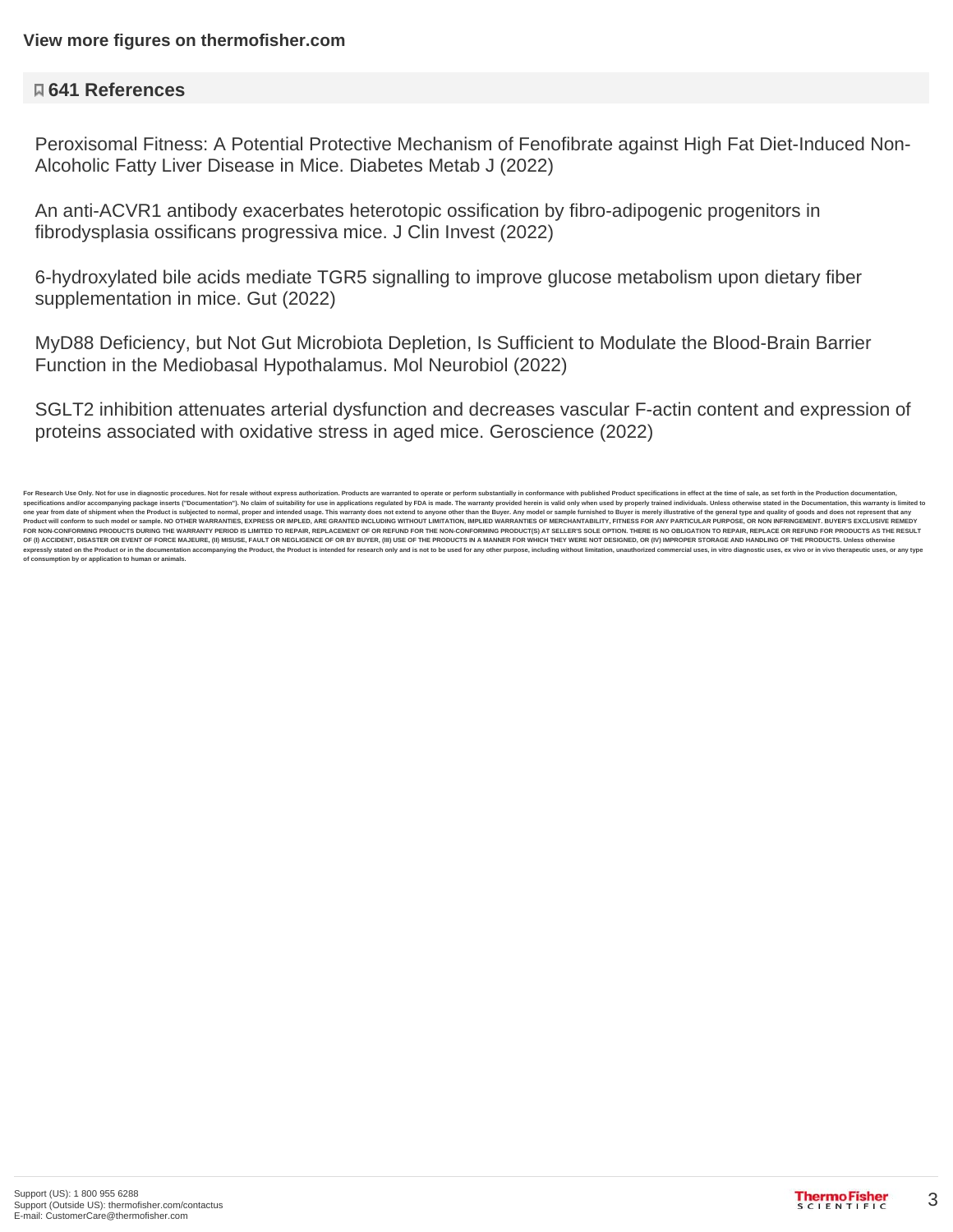**View more figures on thermofisher.com**

## 641 References

Peroxisomal Fitness: A Potential Protective Mechanism of Fenofibrate against High Fat Diet-Induced Non-Alcoholic Fatty Liver Disease in Mice. Diabetes Metab J (2022)

An anti-ACVR1 antibody exacerbates heterotopic ossification by fibro-adipogenic progenitors in fibrodysplasia ossificans progressiva mice. J Clin Invest (2022)

6-hydroxylated bile acids mediate TGR5 signalling to improve glucose metabolism upon dietary fiber supplementation in mice. Gut (2022)

MyD88 Deficiency, but Not Gut Microbiota Depletion, Is Sufficient to Modulate the Blood-Brain Barrier Function in the Mediobasal Hypothalamus. Mol Neurobiol (2022)

SGLT2 inhibition attenuates arterial dysfunction and decreases vascular F-actin content and expression of proteins associated with oxidative stress in aged mice. Geroscience (2022)

For Research Use Only. Not for use in diagnostic procedures. Not for resale without express authorization. Products are warranted to operate or perform substantially in conformance with published Product specifications in effect at the time of sale, as set forth in the Production documentation, specifications and/or accompanying package inserts ("Documentation"). No claim of suitability for use in applications regulated by FDA is made. The warranty provided herein is valid only when used by properly trained individuals. Unless otherwise stated in the Documentation, this warranty is limited to one year from date of shipment when the Product is subjected to normal, proper and intended usage. This warranty does not extend to anyone other than the Buyer. Any model or sample furnished to Buyer is merely illustrative of the general type and quality of goods and does not represent that any Product will conform to such model or sample. NO OTHER WARRANTIES, EXPRESS OR IMPLED, ARE GRANTED INCLUDING WITHOUT LIMITATION, IMPLIED WARRANTIES OF MERCHANTABILITY, FITNESS FOR ANY PARTICULAR PURPOSE, OR NON INFRINGEMENT. BUYER'S EXCLUSIVE REMEDY FOR NON-CONFORMING PRODUCTS DURING THE WARRANTY PERIOD IS LIMITED TO REPAIR, REPLACEMENT OF OR REFUND FOR THE NON-CONFORMING PRODUCT(S) AT SELLER'S SOLE OPTION. THERE IS NO OBLIGATION TO REPAIR, REPLACE OR REFUND FOR PRODUCTS AS THE RESULT OF (I) ACCIDENT, DISASTER OR EVENT OF FORCE MAJEURE, (II) MISUSE, FAULT OR NEGLIGENCE OF OR BY BUYER, (III) USE OF THE PRODUCTS IN A MANNER FOR WHICH THEY WERE NOT DESIGNED, OR (IV) IMPROPER STORAGE AND HANDLING OF THE PRODUCTS. Unless otherwise expressly stated on the Product or in the documentation accompanying the Product, the Product is intended for research only and is not to be used for any other purpose, including without limitation, unauthorized commercial uses, in vitro diagnostic uses, ex vivo or in vivo therapeutic uses, or any type of consumption by or application to human or animals.

Support (US): 1 800 955 6288
Support (Outside US): thermofisher.com/contactus
E-mail: CustomerCare@thermofisher.com

ThermoFisher SCIENTIFIC